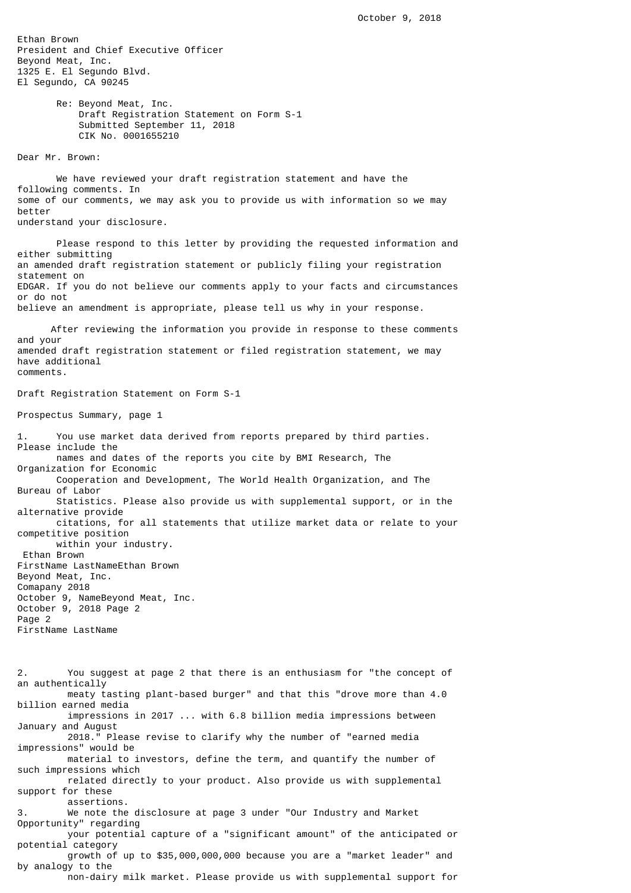October 9, 2018

Ethan Brown
President and Chief Executive Officer
Beyond Meat, Inc.
1325 E. El Segundo Blvd.
El Segundo, CA 90245

Re: Beyond Meat, Inc.
Draft Registration Statement on Form S-1
Submitted September 11, 2018
CIK No. 0001655210

Dear Mr. Brown:

We have reviewed your draft registration statement and have the following comments. In some of our comments, we may ask you to provide us with information so we may better understand your disclosure.

Please respond to this letter by providing the requested information and either submitting an amended draft registration statement or publicly filing your registration statement on EDGAR. If you do not believe our comments apply to your facts and circumstances or do not believe an amendment is appropriate, please tell us why in your response.

After reviewing the information you provide in response to these comments and your amended draft registration statement or filed registration statement, we may have additional comments.

Draft Registration Statement on Form S-1

Prospectus Summary, page 1

1. You use market data derived from reports prepared by third parties. Please include the names and dates of the reports you cite by BMI Research, The Organization for Economic Cooperation and Development, The World Health Organization, and The Bureau of Labor Statistics. Please also provide us with supplemental support, or in the alternative provide citations, for all statements that utilize market data or relate to your competitive position within your industry.

2. You suggest at page 2 that there is an enthusiasm for "the concept of an authentically meaty tasting plant-based burger" and that this "drove more than 4.0 billion earned media impressions in 2017 ... with 6.8 billion media impressions between January and August 2018." Please revise to clarify why the number of "earned media impressions" would be material to investors, define the term, and quantify the number of such impressions which related directly to your product. Also provide us with supplemental support for these assertions.

3. We note the disclosure at page 3 under "Our Industry and Market Opportunity" regarding your potential capture of a "significant amount" of the anticipated or potential category growth of up to $35,000,000,000 because you are a "market leader" and by analogy to the non-dairy milk market. Please provide us with supplemental support for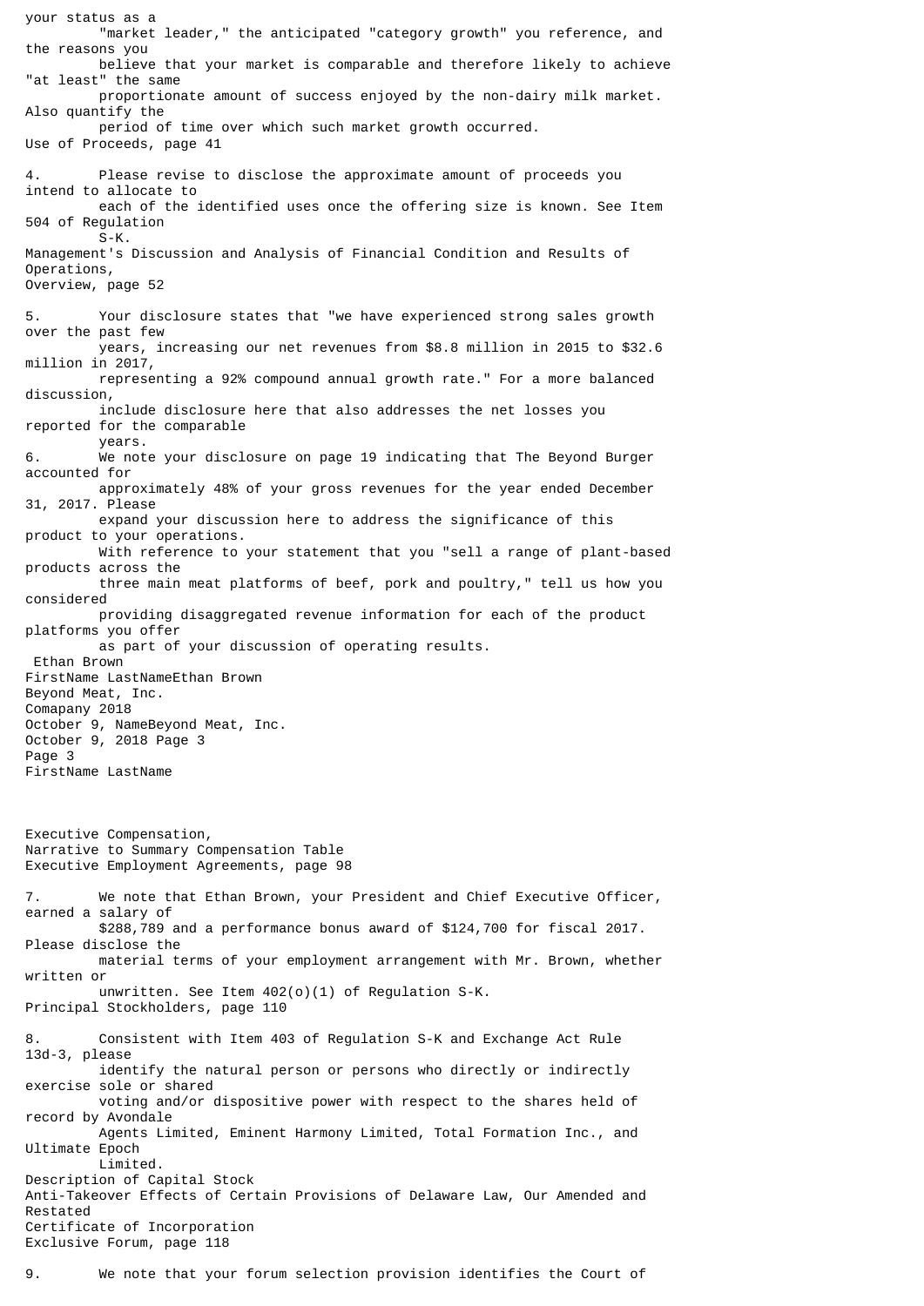your status as a "market leader," the anticipated "category growth" you reference, and the reasons you believe that your market is comparable and therefore likely to achieve "at least" the same proportionate amount of success enjoyed by the non-dairy milk market. Also quantify the period of time over which such market growth occurred.

Use of Proceeds, page 41

4. Please revise to disclose the approximate amount of proceeds you intend to allocate to each of the identified uses once the offering size is known. See Item 504 of Regulation S-K.

Management's Discussion and Analysis of Financial Condition and Results of Operations,
Overview, page 52

5. Your disclosure states that "we have experienced strong sales growth over the past few years, increasing our net revenues from $8.8 million in 2015 to $32.6 million in 2017, representing a 92% compound annual growth rate." For a more balanced discussion, include disclosure here that also addresses the net losses you reported for the comparable years.

6. We note your disclosure on page 19 indicating that The Beyond Burger accounted for approximately 48% of your gross revenues for the year ended December 31, 2017. Please expand your discussion here to address the significance of this product to your operations. With reference to your statement that you "sell a range of plant-based products across the three main meat platforms of beef, pork and poultry," tell us how you considered providing disaggregated revenue information for each of the product platforms you offer as part of your discussion of operating results.

Executive Compensation,
Narrative to Summary Compensation Table
Executive Employment Agreements, page 98

7. We note that Ethan Brown, your President and Chief Executive Officer, earned a salary of $288,789 and a performance bonus award of $124,700 for fiscal 2017. Please disclose the material terms of your employment arrangement with Mr. Brown, whether written or unwritten. See Item 402(o)(1) of Regulation S-K.

Principal Stockholders, page 110

8. Consistent with Item 403 of Regulation S-K and Exchange Act Rule 13d-3, please identify the natural person or persons who directly or indirectly exercise sole or shared voting and/or dispositive power with respect to the shares held of record by Avondale Agents Limited, Eminent Harmony Limited, Total Formation Inc., and Ultimate Epoch Limited.

Description of Capital Stock
Anti-Takeover Effects of Certain Provisions of Delaware Law, Our Amended and Restated Certificate of Incorporation
Exclusive Forum, page 118

9. We note that your forum selection provision identifies the Court of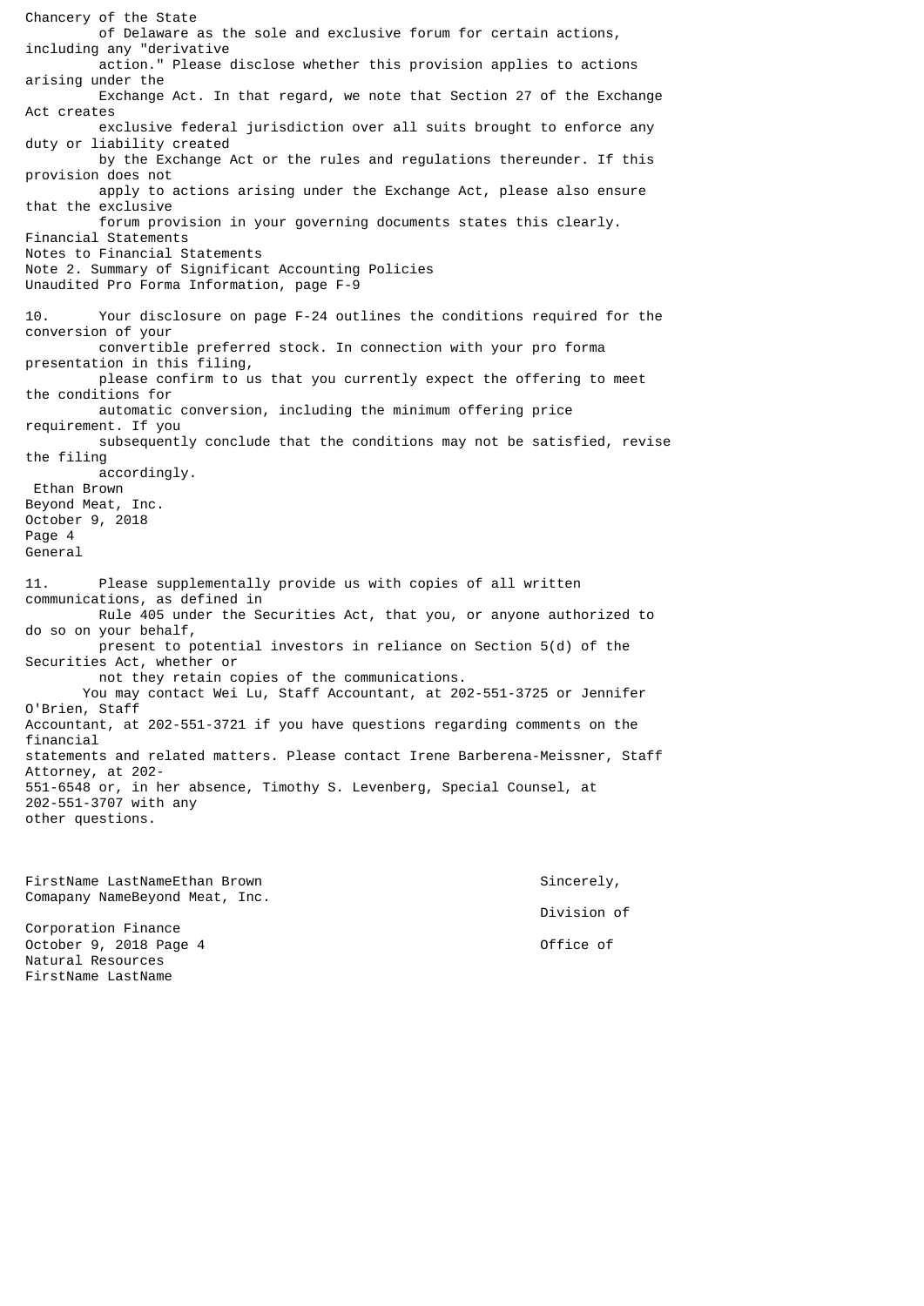Chancery of the State of Delaware as the sole and exclusive forum for certain actions, including any "derivative action." Please disclose whether this provision applies to actions arising under the Exchange Act. In that regard, we note that Section 27 of the Exchange Act creates exclusive federal jurisdiction over all suits brought to enforce any duty or liability created by the Exchange Act or the rules and regulations thereunder. If this provision does not apply to actions arising under the Exchange Act, please also ensure that the exclusive forum provision in your governing documents states this clearly.

Financial Statements
Notes to Financial Statements
Note 2. Summary of Significant Accounting Policies
Unaudited Pro Forma Information, page F-9

10. Your disclosure on page F-24 outlines the conditions required for the conversion of your convertible preferred stock. In connection with your pro forma presentation in this filing, please confirm to us that you currently expect the offering to meet the conditions for automatic conversion, including the minimum offering price requirement. If you subsequently conclude that the conditions may not be satisfied, revise the filing accordingly.

General

11. Please supplementally provide us with copies of all written communications, as defined in Rule 405 under the Securities Act, that you, or anyone authorized to do so on your behalf, present to potential investors in reliance on Section 5(d) of the Securities Act, whether or not they retain copies of the communications.

You may contact Wei Lu, Staff Accountant, at 202-551-3725 or Jennifer O'Brien, Staff Accountant, at 202-551-3721 if you have questions regarding comments on the financial statements and related matters. Please contact Irene Barberena-Meissner, Staff Attorney, at 202-551-6548 or, in her absence, Timothy S. Levenberg, Special Counsel, at 202-551-3707 with any other questions.

Sincerely,

Division of Corporation Finance
Office of Natural Resources